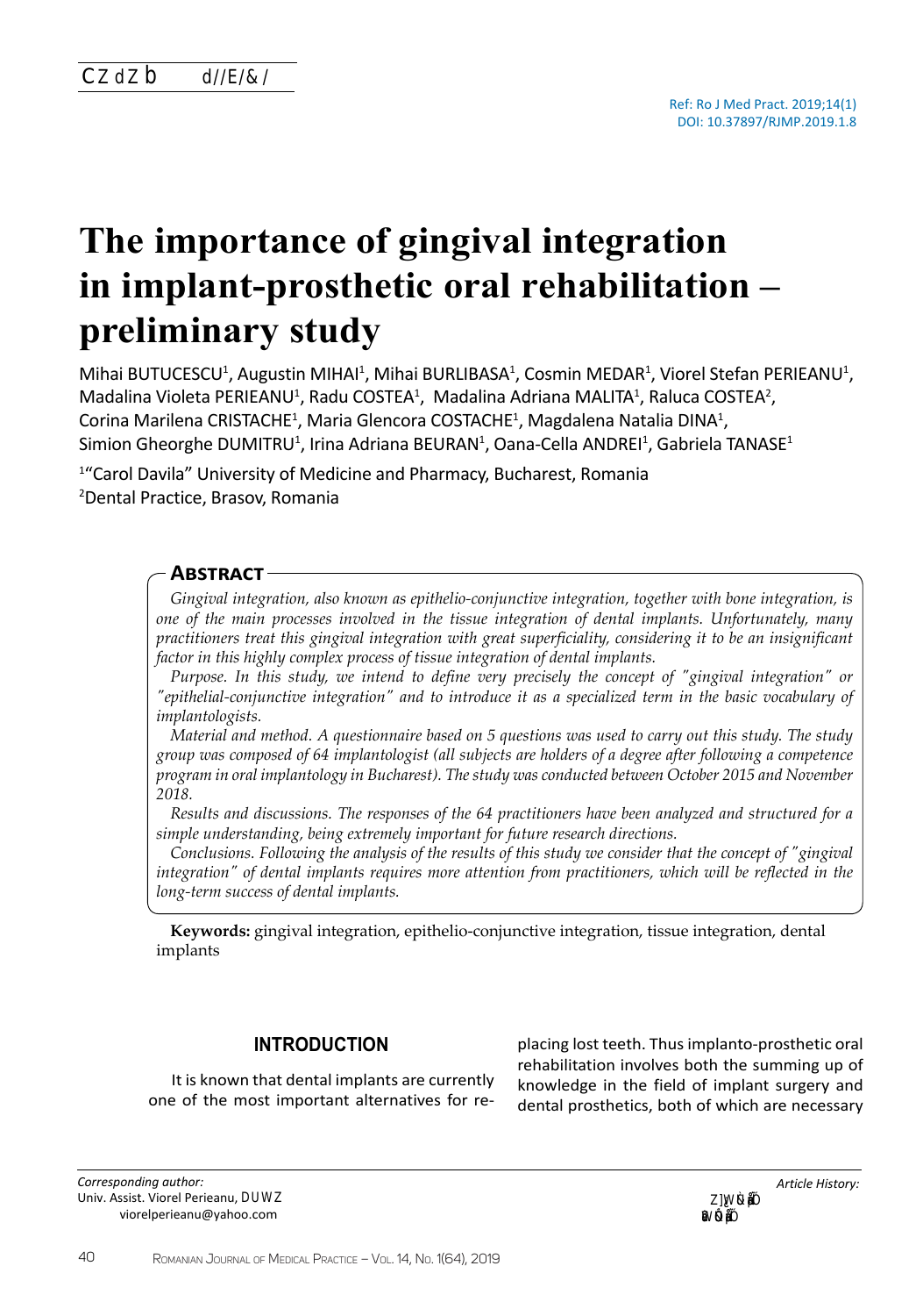Ref: Ro J Med Pract. 2019;14(1)
DOI: 10.37897/RJMP.2019.1.8

# The importance of gingival integration in implant-prosthetic oral rehabilitation – preliminary study

Mihai BUTUCESCU[1], Augustin MIHAI[1], Mihai BURLIBASA[1], Cosmin MEDAR[1], Viorel Stefan PERIEANU[1], Madalina Violeta PERIEANU[1], Radu COSTEA[1], Madalina Adriana MALITA[1], Raluca COSTEA[2], Corina Marilena CRISTACHE[1], Maria Glencora COSTACHE[1], Magdalena Natalia DINA[1], Simion Gheorghe DUMITRU[1], Irina Adriana BEURAN[1], Oana-Cella ANDREI[1], Gabriela TANASE[1]

[1]"Carol Davila" University of Medicine and Pharmacy, Bucharest, Romania
[2]Dental Practice, Brasov, Romania

## Abstract

*Gingival integration, also known as epithelio-conjunctive integration, together with bone integration, is one of the main processes involved in the tissue integration of dental implants. Unfortunately, many practitioners treat this gingival integration with great superficiality, considering it to be an insignificant factor in this highly complex process of tissue integration of dental implants.*

*Purpose. In this study, we intend to define very precisely the concept of "gingival integration" or "epithelial-conjunctive integration" and to introduce it as a specialized term in the basic vocabulary of implantologists.*

*Material and method. A questionnaire based on 5 questions was used to carry out this study. The study group was composed of 64 implantologist (all subjects are holders of a degree after following a competence program in oral implantology in Bucharest). The study was conducted between October 2015 and November 2018.*

*Results and discussions. The responses of the 64 practitioners have been analyzed and structured for a simple understanding, being extremely important for future research directions.*

*Conclusions. Following the analysis of the results of this study we consider that the concept of "gingival integration" of dental implants requires more attention from practitioners, which will be reflected in the long-term success of dental implants.*

**Keywords:** gingival integration, epithelio-conjunctive integration, tissue integration, dental implants

## INTRODUCTION

It is known that dental implants are currently one of the most important alternatives for replacing lost teeth. Thus implanto-prosthetic oral rehabilitation involves both the summing up of knowledge in the field of implant surgery and dental prosthetics, both of which are necessary

*Corresponding author:*
Univ. Assist. Viorel Perieanu,
viorelperieanu@yahoo.com

*Article History:*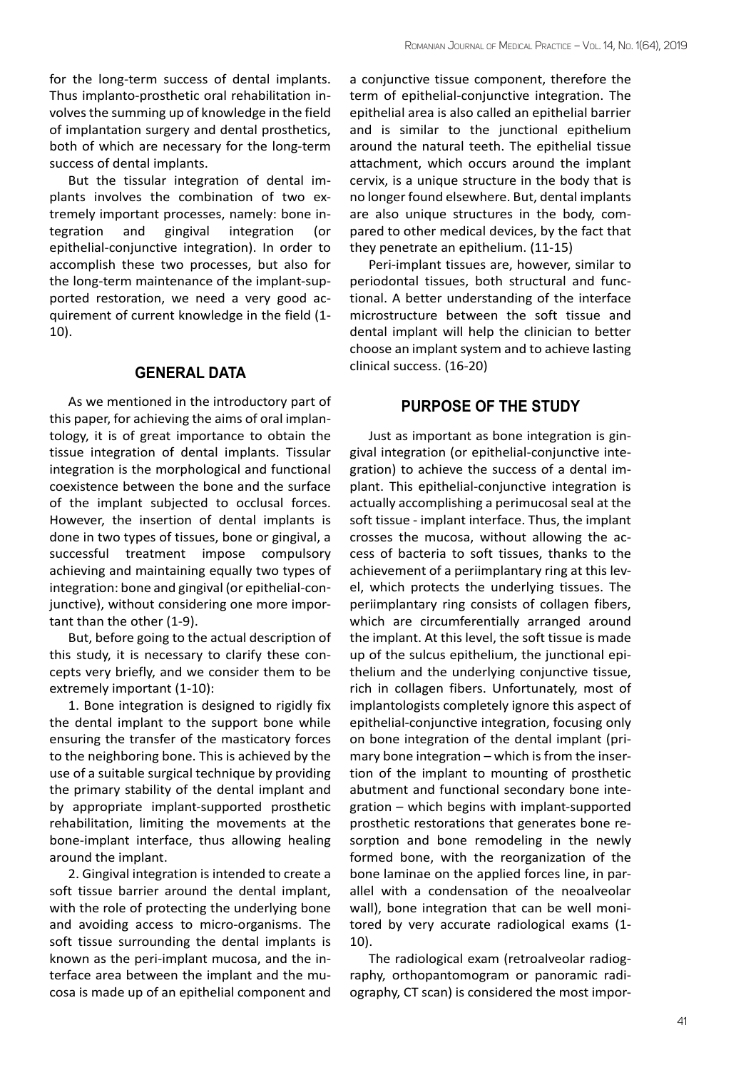for the long-term success of dental implants. Thus implanto-prosthetic oral rehabilitation involves the summing up of knowledge in the field of implantation surgery and dental prosthetics, both of which are necessary for the long-term success of dental implants.

But the tissular integration of dental implants involves the combination of two extremely important processes, namely: bone integration and gingival integration (or epithelial-conjunctive integration). In order to accomplish these two processes, but also for the long-term maintenance of the implant-supported restoration, we need a very good acquirement of current knowledge in the field (1-10).

## GENERAL DATA

As we mentioned in the introductory part of this paper, for achieving the aims of oral implantology, it is of great importance to obtain the tissue integration of dental implants. Tissular integration is the morphological and functional coexistence between the bone and the surface of the implant subjected to occlusal forces. However, the insertion of dental implants is done in two types of tissues, bone or gingival, a successful treatment impose compulsory achieving and maintaining equally two types of integration: bone and gingival (or epithelial-conjunctive), without considering one more important than the other (1-9).

But, before going to the actual description of this study, it is necessary to clarify these concepts very briefly, and we consider them to be extremely important (1-10):

1. Bone integration is designed to rigidly fix the dental implant to the support bone while ensuring the transfer of the masticatory forces to the neighboring bone. This is achieved by the use of a suitable surgical technique by providing the primary stability of the dental implant and by appropriate implant-supported prosthetic rehabilitation, limiting the movements at the bone-implant interface, thus allowing healing around the implant.

2. Gingival integration is intended to create a soft tissue barrier around the dental implant, with the role of protecting the underlying bone and avoiding access to micro-organisms. The soft tissue surrounding the dental implants is known as the peri-implant mucosa, and the interface area between the implant and the mucosa is made up of an epithelial component and a conjunctive tissue component, therefore the term of epithelial-conjunctive integration. The epithelial area is also called an epithelial barrier and is similar to the junctional epithelium around the natural teeth. The epithelial tissue attachment, which occurs around the implant cervix, is a unique structure in the body that is no longer found elsewhere. But, dental implants are also unique structures in the body, compared to other medical devices, by the fact that they penetrate an epithelium. (11-15)

Peri-implant tissues are, however, similar to periodontal tissues, both structural and functional. A better understanding of the interface microstructure between the soft tissue and dental implant will help the clinician to better choose an implant system and to achieve lasting clinical success. (16-20)

## PURPOSE OF THE STUDY

Just as important as bone integration is gingival integration (or epithelial-conjunctive integration) to achieve the success of a dental implant. This epithelial-conjunctive integration is actually accomplishing a perimucosal seal at the soft tissue - implant interface. Thus, the implant crosses the mucosa, without allowing the access of bacteria to soft tissues, thanks to the achievement of a periimplantary ring at this level, which protects the underlying tissues. The periimplantary ring consists of collagen fibers, which are circumferentially arranged around the implant. At this level, the soft tissue is made up of the sulcus epithelium, the junctional epithelium and the underlying conjunctive tissue, rich in collagen fibers. Unfortunately, most of implantologists completely ignore this aspect of epithelial-conjunctive integration, focusing only on bone integration of the dental implant (primary bone integration – which is from the insertion of the implant to mounting of prosthetic abutment and functional secondary bone integration – which begins with implant-supported prosthetic restorations that generates bone resorption and bone remodeling in the newly formed bone, with the reorganization of the bone laminae on the applied forces line, in parallel with a condensation of the neoalveolar wall), bone integration that can be well monitored by very accurate radiological exams (1-10).

The radiological exam (retroalveolar radiography, orthopantomogram or panoramic radiography, CT scan) is considered the most impor-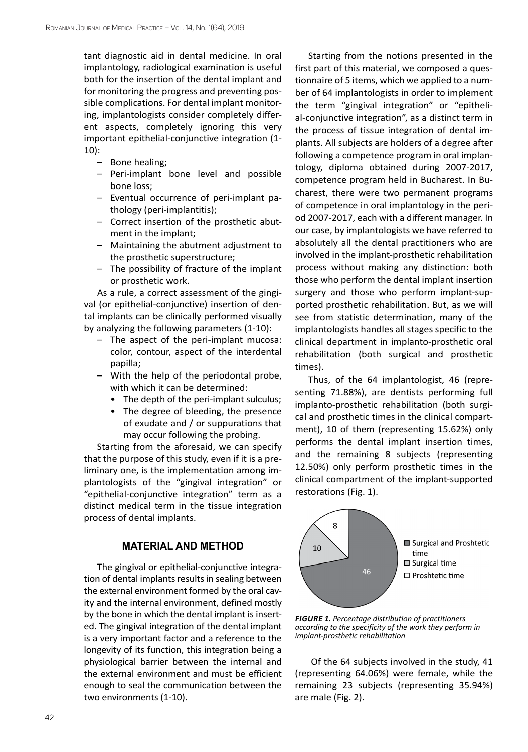tant diagnostic aid in dental medicine. In oral implantology, radiological examination is useful both for the insertion of the dental implant and for monitoring the progress and preventing possible complications. For dental implant monitoring, implantologists consider completely different aspects, completely ignoring this very important epithelial-conjunctive integration (1-10):

- Bone healing;
- Peri-implant bone level and possible bone loss;
- Eventual occurrence of peri-implant pathology (peri-implantitis);
- Correct insertion of the prosthetic abutment in the implant;
- Maintaining the abutment adjustment to the prosthetic superstructure;
- The possibility of fracture of the implant or prosthetic work.

As a rule, a correct assessment of the gingival (or epithelial-conjunctive) insertion of dental implants can be clinically performed visually by analyzing the following parameters (1-10):

- The aspect of the peri-implant mucosa: color, contour, aspect of the interdental papilla;
- With the help of the periodontal probe, with which it can be determined:
  - The depth of the peri-implant sulculus;
  - The degree of bleeding, the presence of exudate and / or suppurations that may occur following the probing.

Starting from the aforesaid, we can specify that the purpose of this study, even if it is a preliminary one, is the implementation among implantologists of the "gingival integration" or "epithelial-conjunctive integration" term as a distinct medical term in the tissue integration process of dental implants.

## MATERIAL AND METHOD

The gingival or epithelial-conjunctive integration of dental implants results in sealing between the external environment formed by the oral cavity and the internal environment, defined mostly by the bone in which the dental implant is inserted. The gingival integration of the dental implant is a very important factor and a reference to the longevity of its function, this integration being a physiological barrier between the internal and the external environment and must be efficient enough to seal the communication between the two environments (1-10).

Starting from the notions presented in the first part of this material, we composed a questionnaire of 5 items, which we applied to a number of 64 implantologists in order to implement the term "gingival integration" or "epithelial-conjunctive integration", as a distinct term in the process of tissue integration of dental implants. All subjects are holders of a degree after following a competence program in oral implantology, diploma obtained during 2007-2017, competence program held in Bucharest. In Bucharest, there were two permanent programs of competence in oral implantology in the period 2007-2017, each with a different manager. In our case, by implantologists we have referred to absolutely all the dental practitioners who are involved in the implant-prosthetic rehabilitation process without making any distinction: both those who perform the dental implant insertion surgery and those who perform implant-supported prosthetic rehabilitation. But, as we will see from statistic determination, many of the implantologists handles all stages specific to the clinical department in implanto-prosthetic oral rehabilitation (both surgical and prosthetic times).

Thus, of the 64 implantologist, 46 (representing 71.88%), are dentists performing full implanto-prosthetic rehabilitation (both surgical and prosthetic times in the clinical compartment), 10 of them (representing 15.62%) only performs the dental implant insertion times, and the remaining 8 subjects (representing 12.50%) only perform prosthetic times in the clinical compartment of the implant-supported restorations (Fig. 1).

| Category | Number |
|---|---|
| Surgical and Proshtetic time | 46 |
| Surgical time | 10 |
| Proshtetic time | 8 |

***FIGURE 1.*** *Percentage distribution of practitioners according to the specificity of the work they perform in implant-prosthetic rehabilitation*

Of the 64 subjects involved in the study, 41 (representing 64.06%) were female, while the remaining 23 subjects (representing 35.94%) are male (Fig. 2).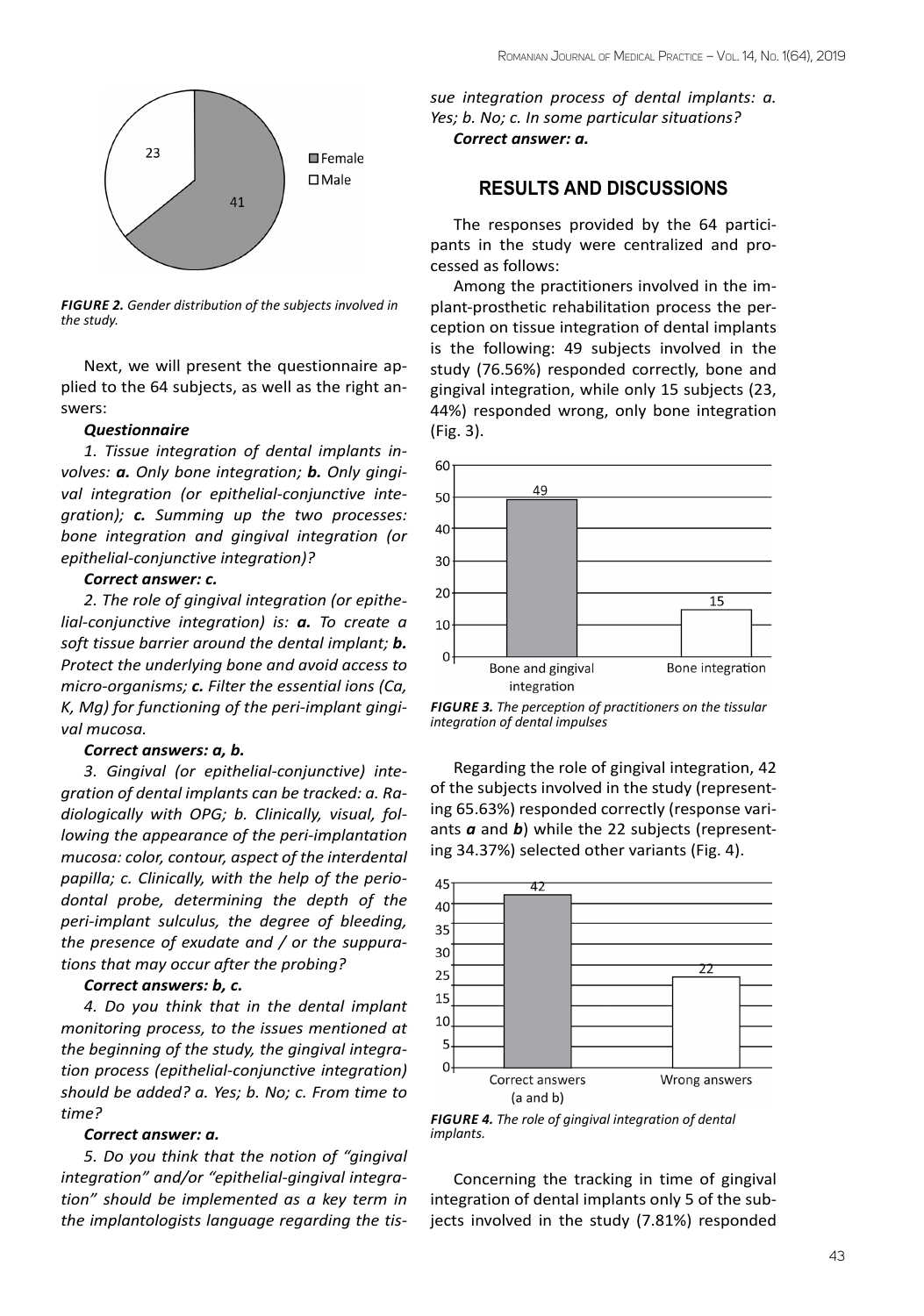FIGURE 2. *Gender distribution of the subjects involved in the study.*

Next, we will present the questionnaire applied to the 64 subjects, as well as the right answers:

***Questionnaire***

*1. Tissue integration of dental implants involves: **a.** Only bone integration; **b.** Only gingival integration (or epithelial-conjunctive integration); **c.** Summing up the two processes: bone integration and gingival integration (or epithelial-conjunctive integration)?*

***Correct answer: c.***

*2. The role of gingival integration (or epithelial-conjunctive integration) is: **a.** To create a soft tissue barrier around the dental implant; **b.** Protect the underlying bone and avoid access to micro-organisms; **c.** Filter the essential ions (Ca, K, Mg) for functioning of the peri-implant gingival mucosa.*

***Correct answers: a, b.***

*3. Gingival (or epithelial-conjunctive) integration of dental implants can be tracked: a. Radiologically with OPG; b. Clinically, visual, following the appearance of the peri-implantation mucosa: color, contour, aspect of the interdental papilla; c. Clinically, with the help of the periodontal probe, determining the depth of the peri-implant sulculus, the degree of bleeding, the presence of exudate and / or the suppurations that may occur after the probing?*

***Correct answers: b, c.***

*4. Do you think that in the dental implant monitoring process, to the issues mentioned at the beginning of the study, the gingival integration process (epithelial-conjunctive integration) should be added? a. Yes; b. No; c. From time to time?*

***Correct answer: a.***

*5. Do you think that the notion of "gingival integration" and/or "epithelial-gingival integration" should be implemented as a key term in the implantologists language regarding the tissue integration process of dental implants: a. Yes; b. No; c. In some particular situations?*

***Correct answer: a.***

## RESULTS AND DISCUSSIONS

The responses provided by the 64 participants in the study were centralized and processed as follows:

Among the practitioners involved in the implant-prosthetic rehabilitation process the perception on tissue integration of dental implants is the following: 49 subjects involved in the study (76.56%) responded correctly, bone and gingival integration, while only 15 subjects (23, 44%) responded wrong, only bone integration (Fig. 3).

FIGURE 3. *The perception of practitioners on the tissular integration of dental impulses*

Regarding the role of gingival integration, 42 of the subjects involved in the study (representing 65.63%) responded correctly (response variants ***a*** and ***b***) while the 22 subjects (representing 34.37%) selected other variants (Fig. 4).

FIGURE 4. *The role of gingival integration of dental implants.*

Concerning the tracking in time of gingival integration of dental implants only 5 of the subjects involved in the study (7.81%) responded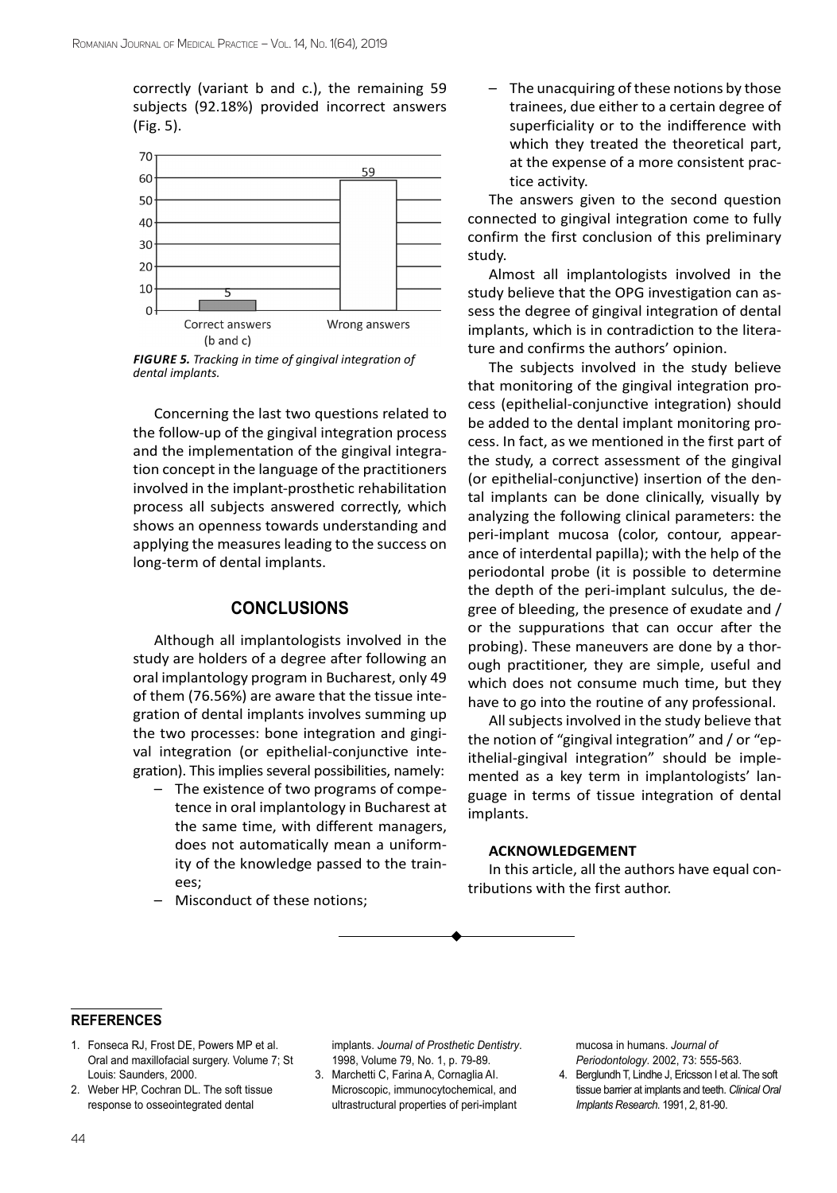correctly (variant b and c.), the remaining 59 subjects (92.18%) provided incorrect answers (Fig. 5).

***FIGURE 5.*** *Tracking in time of gingival integration of dental implants.*

Concerning the last two questions related to the follow-up of the gingival integration process and the implementation of the gingival integration concept in the language of the practitioners involved in the implant-prosthetic rehabilitation process all subjects answered correctly, which shows an openness towards understanding and applying the measures leading to the success on long-term of dental implants.

## CONCLUSIONS

Although all implantologists involved in the study are holders of a degree after following an oral implantology program in Bucharest, only 49 of them (76.56%) are aware that the tissue integration of dental implants involves summing up the two processes: bone integration and gingival integration (or epithelial-conjunctive integration). This implies several possibilities, namely:

- The existence of two programs of competence in oral implantology in Bucharest at the same time, with different managers, does not automatically mean a uniformity of the knowledge passed to the trainees;
- Misconduct of these notions;
- The unacquiring of these notions by those trainees, due either to a certain degree of superficiality or to the indifference with which they treated the theoretical part, at the expense of a more consistent practice activity.

The answers given to the second question connected to gingival integration come to fully confirm the first conclusion of this preliminary study.

Almost all implantologists involved in the study believe that the OPG investigation can assess the degree of gingival integration of dental implants, which is in contradiction to the literature and confirms the authors' opinion.

The subjects involved in the study believe that monitoring of the gingival integration process (epithelial-conjunctive integration) should be added to the dental implant monitoring process. In fact, as we mentioned in the first part of the study, a correct assessment of the gingival (or epithelial-conjunctive) insertion of the dental implants can be done clinically, visually by analyzing the following clinical parameters: the peri-implant mucosa (color, contour, appearance of interdental papilla); with the help of the periodontal probe (it is possible to determine the depth of the peri-implant sulculus, the degree of bleeding, the presence of exudate and / or the suppurations that can occur after the probing). These maneuvers are done by a thorough practitioner, they are simple, useful and which does not consume much time, but they have to go into the routine of any professional.

All subjects involved in the study believe that the notion of "gingival integration" and / or "epithelial-gingival integration" should be implemented as a key term in implantologists' language in terms of tissue integration of dental implants.

### ACKNOWLEDGEMENT

In this article, all the authors have equal contributions with the first author.

## REFERENCES

1. Fonseca RJ, Frost DE, Powers MP et al. Oral and maxillofacial surgery. Volume 7; St Louis: Saunders, 2000.
2. Weber HP, Cochran DL. The soft tissue response to osseointegrated dental implants. *Journal of Prosthetic Dentistry*. 1998, Volume 79, No. 1, p. 79-89.
3. Marchetti C, Farina A, Cornaglia AI. Microscopic, immunocytochemical, and ultrastructural properties of peri-implant mucosa in humans. *Journal of Periodontology*. 2002, 73: 555-563.
4. Berglundh T, Lindhe J, Ericsson I et al. The soft tissue barrier at implants and teeth. *Clinical Oral Implants Research*. 1991, 2, 81-90.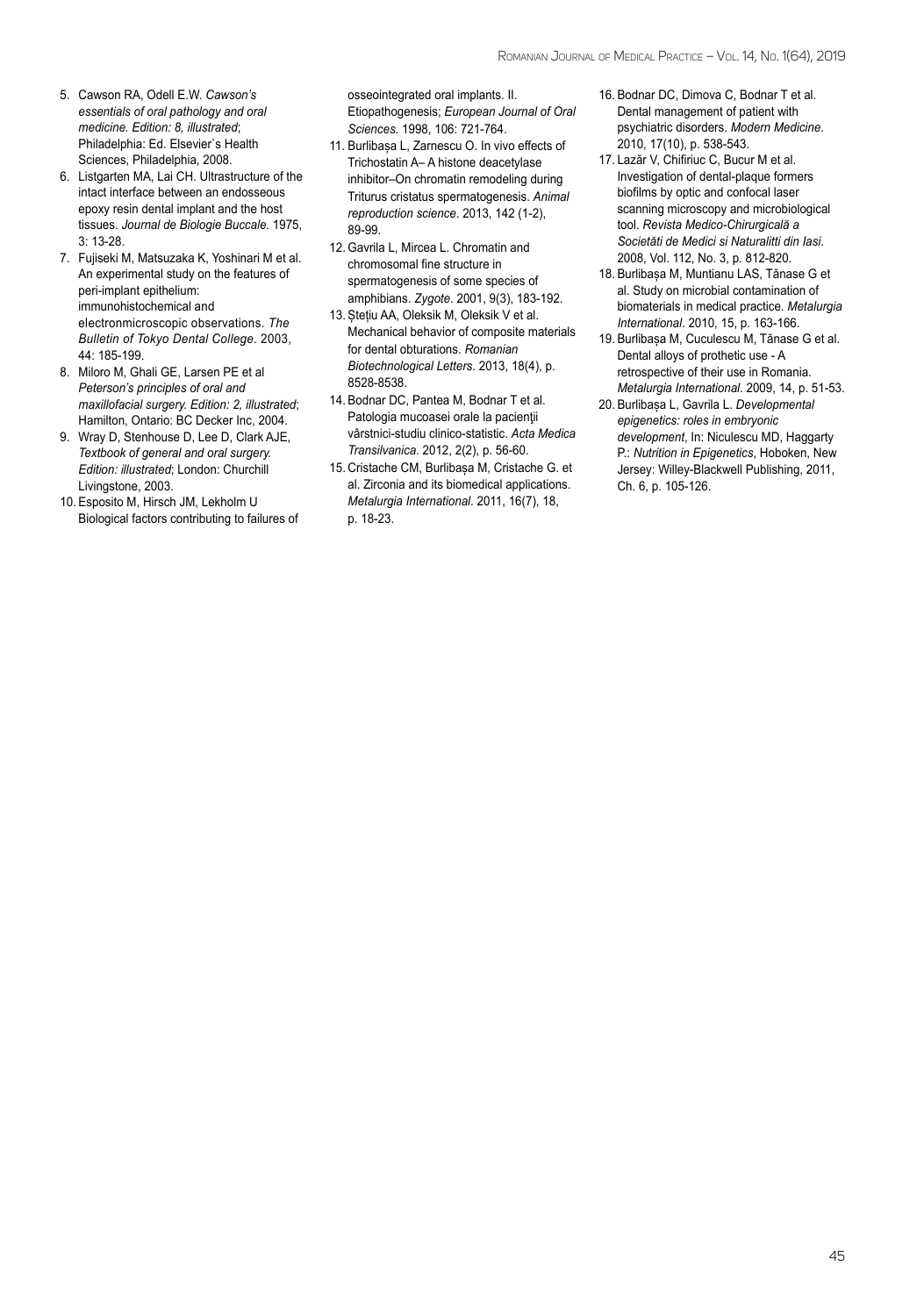5. Cawson RA, Odell E.W. *Cawson's essentials of oral pathology and oral medicine. Edition: 8, illustrated*; Philadelphia: Ed. Elsevier`s Health Sciences, Philadelphia, 2008.
6. Listgarten MA, Lai CH. Ultrastructure of the intact interface between an endosseous epoxy resin dental implant and the host tissues. *Journal de Biologie Buccale*. 1975, 3: 13-28.
7. Fujiseki M, Matsuzaka K, Yoshinari M et al. An experimental study on the features of peri-implant epithelium: immunohistochemical and electronmicroscopic observations. *The Bulletin of Tokyo Dental College*. 2003, 44: 185-199.
8. Miloro M, Ghali GE, Larsen PE et al *Peterson's principles of oral and maxillofacial surgery. Edition: 2, illustrated*; Hamilton, Ontario: BC Decker Inc, 2004.
9. Wray D, Stenhouse D, Lee D, Clark AJE, *Textbook of general and oral surgery. Edition: illustrated*; London: Churchill Livingstone, 2003.
10. Esposito M, Hirsch JM, Lekholm U Biological factors contributing to failures of osseointegrated oral implants. II. Etiopathogenesis; *European Journal of Oral Sciences*. 1998, 106: 721-764.
11. Burlibașa L, Zarnescu O. In vivo effects of Trichostatin A– A histone deacetylase inhibitor–On chromatin remodeling during Triturus cristatus spermatogenesis. *Animal reproduction science*. 2013, 142 (1-2), 89-99.
12. Gavrila L, Mircea L. Chromatin and chromosomal fine structure in spermatogenesis of some species of amphibians. *Zygote*. 2001, 9(3), 183-192.
13. Ștețiu AA, Oleksik M, Oleksik V et al. Mechanical behavior of composite materials for dental obturations. *Romanian Biotechnological Letters*. 2013, 18(4), p. 8528-8538.
14. Bodnar DC, Pantea M, Bodnar T et al. Patologia mucoasei orale la pacienţii vârstnici-studiu clinico-statistic. *Acta Medica Transilvanica*. 2012, 2(2), p. 56-60.
15. Cristache CM, Burlibașa M, Cristache G. et al. Zirconia and its biomedical applications. *Metalurgia International*. 2011, 16(7), 18, p. 18-23.
16. Bodnar DC, Dimova C, Bodnar T et al. Dental management of patient with psychiatric disorders. *Modern Medicine*. 2010, 17(10), p. 538-543.
17. Lazăr V, Chifiriuc C, Bucur M et al. Investigation of dental-plaque formers biofilms by optic and confocal laser scanning microscopy and microbiological tool. *Revista Medico-Chirurgicală a Societăți de Medici si Naturalitti din Iasi*. 2008, Vol. 112, No. 3, p. 812-820.
18. Burlibașa M, Muntianu LAS, Tănase G et al. Study on microbial contamination of biomaterials in medical practice. *Metalurgia International*. 2010, 15, p. 163-166.
19. Burlibașa M, Cuculescu M, Tănase G et al. Dental alloys of prothetic use - A retrospective of their use in Romania. *Metalurgia International*. 2009, 14, p. 51-53.
20. Burlibașa L, Gavrila L. *Developmental epigenetics: roles in embryonic development*, In: Niculescu MD, Haggarty P.: *Nutrition in Epigenetics*, Hoboken, New Jersey: Willey-Blackwell Publishing, 2011, Ch. 6, p. 105-126.